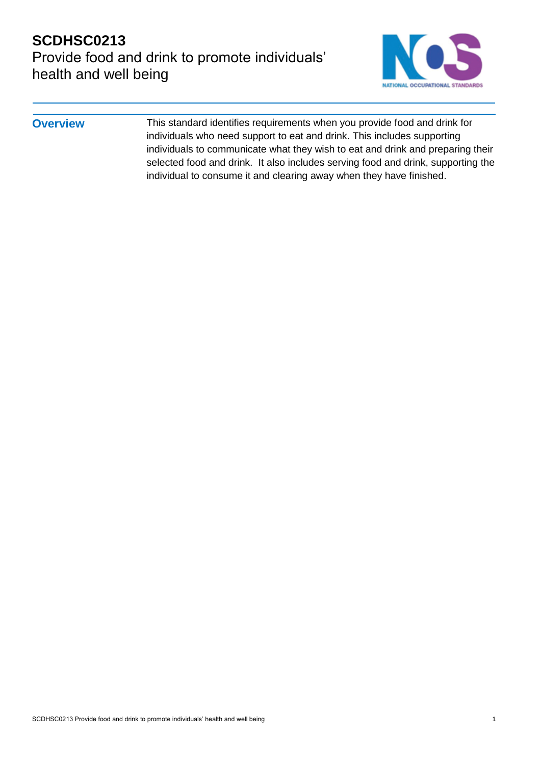# SCDHSC0213
Provide food and drink to promote individuals' health and well being

## Overview

This standard identifies requirements when you provide food and drink for individuals who need support to eat and drink. This includes supporting individuals to communicate what they wish to eat and drink and preparing their selected food and drink. It also includes serving food and drink, supporting the individual to consume it and clearing away when they have finished.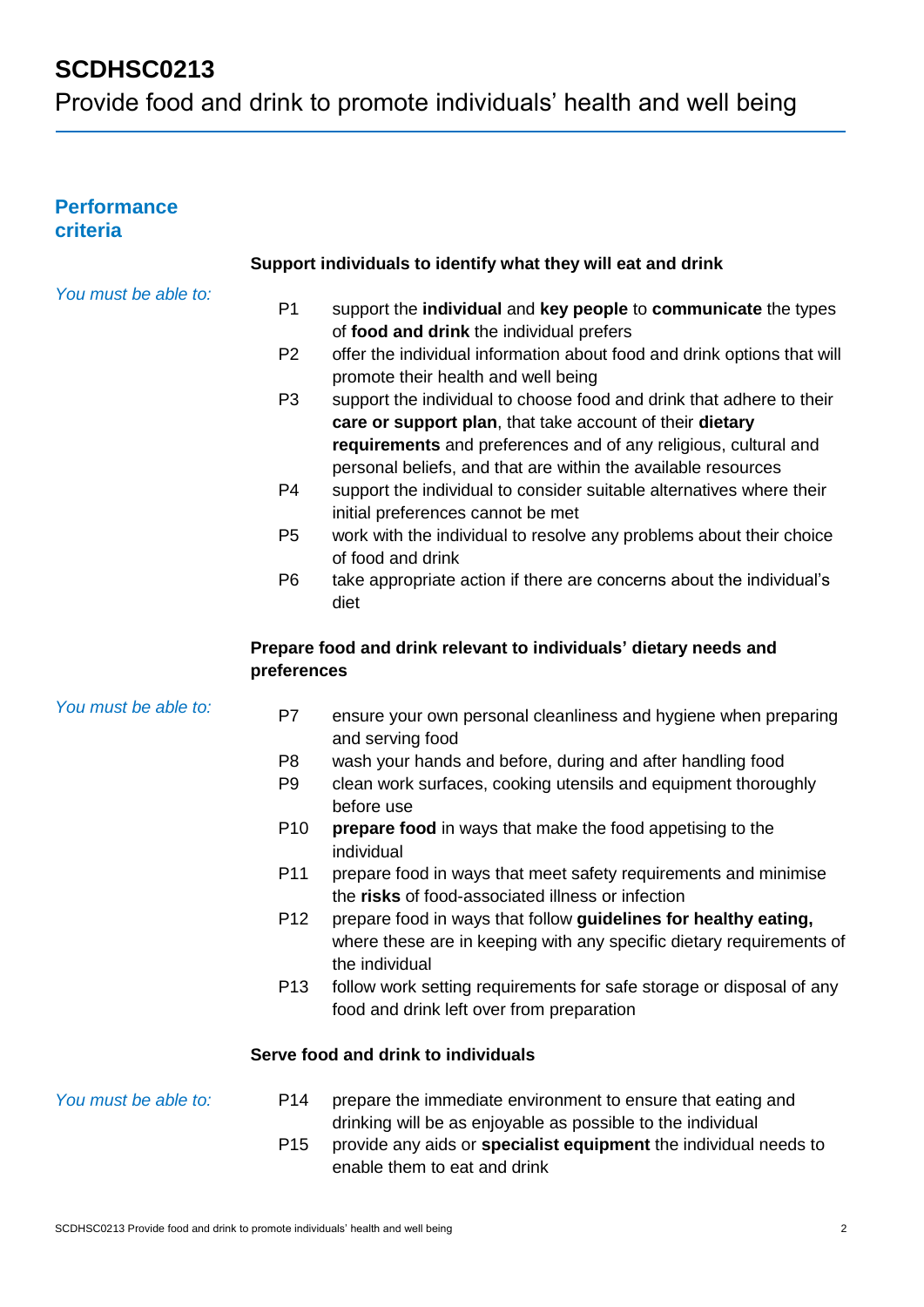# SCDHSC0213

Provide food and drink to promote individuals' health and well being

## Performance criteria

### Support individuals to identify what they will eat and drink

*You must be able to:*

- P1 support the **individual** and **key people** to **communicate** the types of **food and drink** the individual prefers
- P2 offer the individual information about food and drink options that will promote their health and well being
- P3 support the individual to choose food and drink that adhere to their **care or support plan**, that take account of their **dietary requirements** and preferences and of any religious, cultural and personal beliefs, and that are within the available resources
- P4 support the individual to consider suitable alternatives where their initial preferences cannot be met
- P5 work with the individual to resolve any problems about their choice of food and drink
- P6 take appropriate action if there are concerns about the individual's diet

### Prepare food and drink relevant to individuals' dietary needs and preferences

*You must be able to:*

- P7 ensure your own personal cleanliness and hygiene when preparing and serving food
- P8 wash your hands and before, during and after handling food
- P9 clean work surfaces, cooking utensils and equipment thoroughly before use
- P10 **prepare food** in ways that make the food appetising to the individual
- P11 prepare food in ways that meet safety requirements and minimise the **risks** of food-associated illness or infection
- P12 prepare food in ways that follow **guidelines for healthy eating,** where these are in keeping with any specific dietary requirements of the individual
- P13 follow work setting requirements for safe storage or disposal of any food and drink left over from preparation

### Serve food and drink to individuals

*You must be able to:*

- P14 prepare the immediate environment to ensure that eating and drinking will be as enjoyable as possible to the individual
- P15 provide any aids or **specialist equipment** the individual needs to enable them to eat and drink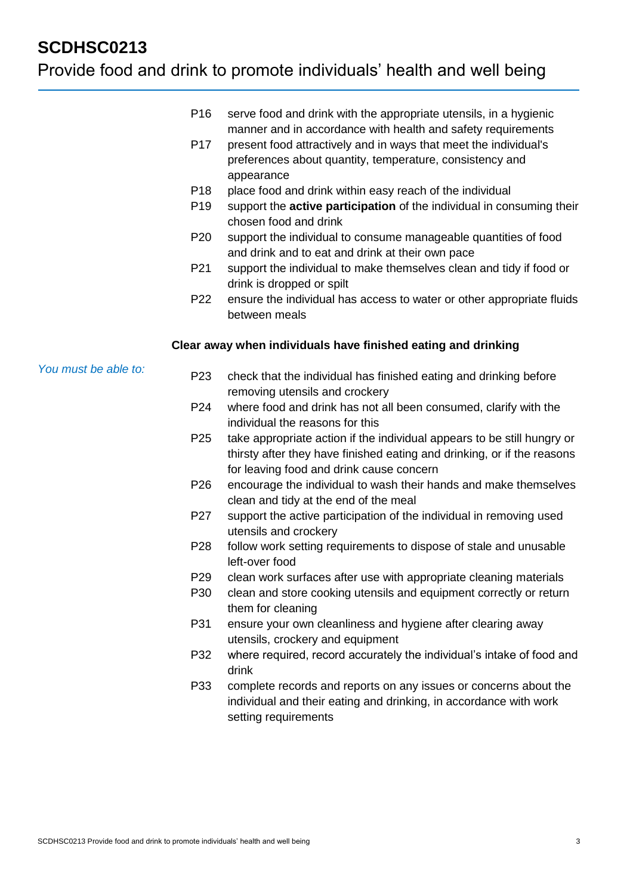- P16 serve food and drink with the appropriate utensils, in a hygienic manner and in accordance with health and safety requirements
- P17 present food attractively and in ways that meet the individual's preferences about quantity, temperature, consistency and appearance
- P18 place food and drink within easy reach of the individual
- P19 support the **active participation** of the individual in consuming their chosen food and drink
- P20 support the individual to consume manageable quantities of food and drink and to eat and drink at their own pace
- P21 support the individual to make themselves clean and tidy if food or drink is dropped or spilt
- P22 ensure the individual has access to water or other appropriate fluids between meals

**Clear away when individuals have finished eating and drinking**

*You must be able to:*

- P23 check that the individual has finished eating and drinking before removing utensils and crockery
- P24 where food and drink has not all been consumed, clarify with the individual the reasons for this
- P25 take appropriate action if the individual appears to be still hungry or thirsty after they have finished eating and drinking, or if the reasons for leaving food and drink cause concern
- P26 encourage the individual to wash their hands and make themselves clean and tidy at the end of the meal
- P27 support the active participation of the individual in removing used utensils and crockery
- P28 follow work setting requirements to dispose of stale and unusable left-over food
- P29 clean work surfaces after use with appropriate cleaning materials
- P30 clean and store cooking utensils and equipment correctly or return them for cleaning
- P31 ensure your own cleanliness and hygiene after clearing away utensils, crockery and equipment
- P32 where required, record accurately the individual's intake of food and drink
- P33 complete records and reports on any issues or concerns about the individual and their eating and drinking, in accordance with work setting requirements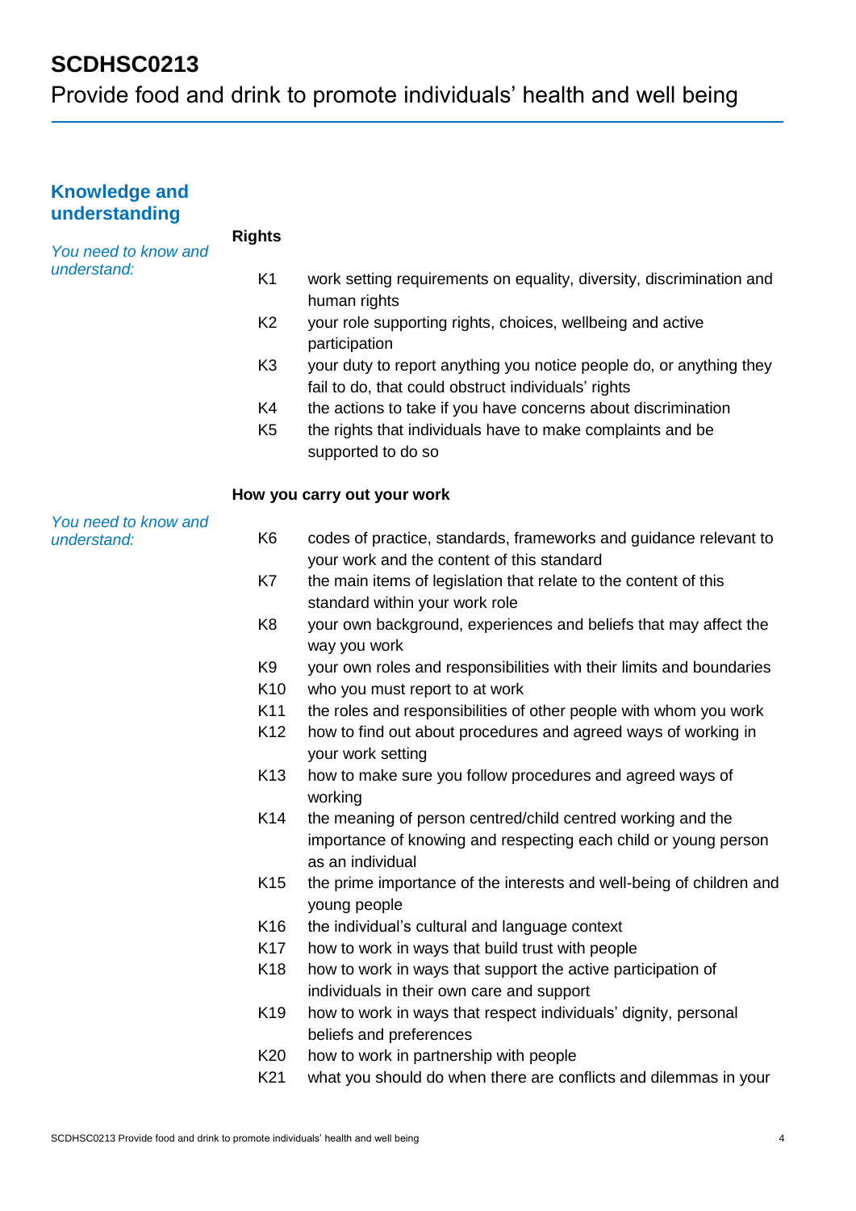# SCDHSC0213

Provide food and drink to promote individuals' health and well being

## Knowledge and understanding

*You need to know and understand:*

**Rights**

- K1 work setting requirements on equality, diversity, discrimination and human rights
- K2 your role supporting rights, choices, wellbeing and active participation
- K3 your duty to report anything you notice people do, or anything they fail to do, that could obstruct individuals' rights
- K4 the actions to take if you have concerns about discrimination
- K5 the rights that individuals have to make complaints and be supported to do so

*You need to know and understand:*

**How you carry out your work**

- K6 codes of practice, standards, frameworks and guidance relevant to your work and the content of this standard
- K7 the main items of legislation that relate to the content of this standard within your work role
- K8 your own background, experiences and beliefs that may affect the way you work
- K9 your own roles and responsibilities with their limits and boundaries
- K10 who you must report to at work
- K11 the roles and responsibilities of other people with whom you work
- K12 how to find out about procedures and agreed ways of working in your work setting
- K13 how to make sure you follow procedures and agreed ways of working
- K14 the meaning of person centred/child centred working and the importance of knowing and respecting each child or young person as an individual
- K15 the prime importance of the interests and well-being of children and young people
- K16 the individual's cultural and language context
- K17 how to work in ways that build trust with people
- K18 how to work in ways that support the active participation of individuals in their own care and support
- K19 how to work in ways that respect individuals' dignity, personal beliefs and preferences
- K20 how to work in partnership with people
- K21 what you should do when there are conflicts and dilemmas in your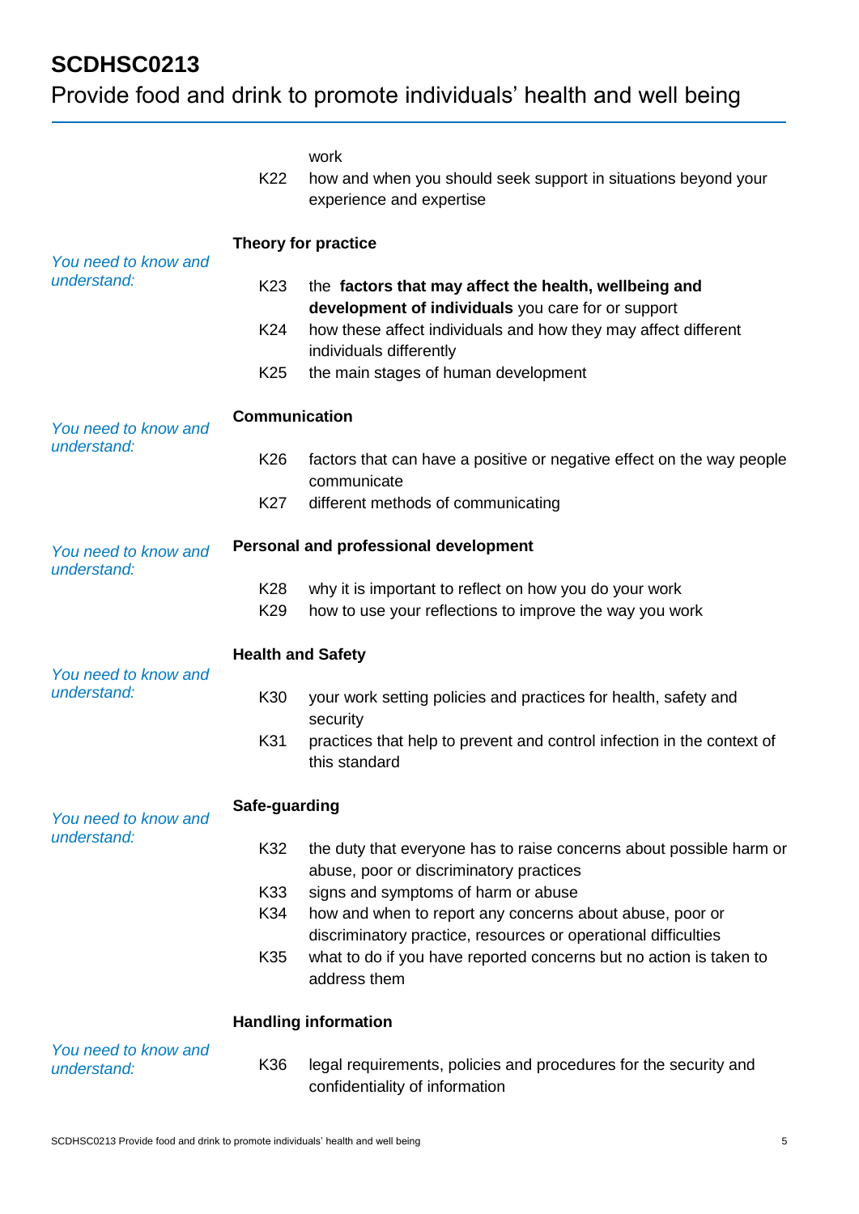work

K22 how and when you should seek support in situations beyond your experience and expertise

*You need to know and understand:*

**Theory for practice**

K23 the **factors that may affect the health, wellbeing and development of individuals** you care for or support

K24 how these affect individuals and how they may affect different individuals differently

K25 the main stages of human development

*You need to know and understand:*

**Communication**

K26 factors that can have a positive or negative effect on the way people communicate

K27 different methods of communicating

*You need to know and understand:*

**Personal and professional development**

K28 why it is important to reflect on how you do your work

K29 how to use your reflections to improve the way you work

*You need to know and understand:*

**Health and Safety**

K30 your work setting policies and practices for health, safety and security

K31 practices that help to prevent and control infection in the context of this standard

*You need to know and understand:*

**Safe-guarding**

K32 the duty that everyone has to raise concerns about possible harm or abuse, poor or discriminatory practices

K33 signs and symptoms of harm or abuse

K34 how and when to report any concerns about abuse, poor or discriminatory practice, resources or operational difficulties

K35 what to do if you have reported concerns but no action is taken to address them

*You need to know and understand:*

**Handling information**

K36 legal requirements, policies and procedures for the security and confidentiality of information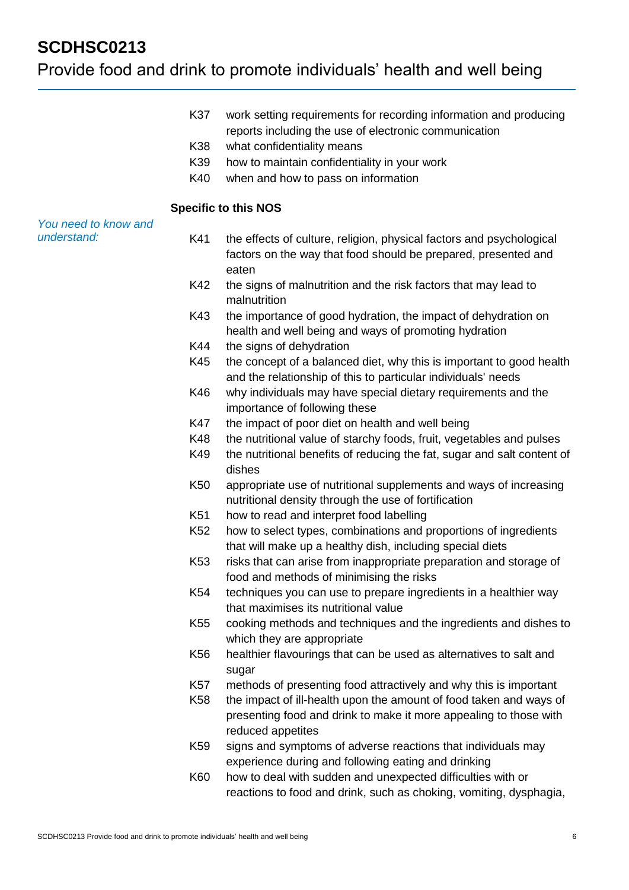K37 work setting requirements for recording information and producing reports including the use of electronic communication

K38 what confidentiality means

K39 how to maintain confidentiality in your work

K40 when and how to pass on information

**Specific to this NOS**

*You need to know and understand:*

K41 the effects of culture, religion, physical factors and psychological factors on the way that food should be prepared, presented and eaten

K42 the signs of malnutrition and the risk factors that may lead to malnutrition

K43 the importance of good hydration, the impact of dehydration on health and well being and ways of promoting hydration

K44 the signs of dehydration

K45 the concept of a balanced diet, why this is important to good health and the relationship of this to particular individuals' needs

K46 why individuals may have special dietary requirements and the importance of following these

K47 the impact of poor diet on health and well being

K48 the nutritional value of starchy foods, fruit, vegetables and pulses

K49 the nutritional benefits of reducing the fat, sugar and salt content of dishes

K50 appropriate use of nutritional supplements and ways of increasing nutritional density through the use of fortification

K51 how to read and interpret food labelling

K52 how to select types, combinations and proportions of ingredients that will make up a healthy dish, including special diets

K53 risks that can arise from inappropriate preparation and storage of food and methods of minimising the risks

K54 techniques you can use to prepare ingredients in a healthier way that maximises its nutritional value

K55 cooking methods and techniques and the ingredients and dishes to which they are appropriate

K56 healthier flavourings that can be used as alternatives to salt and sugar

K57 methods of presenting food attractively and why this is important

K58 the impact of ill-health upon the amount of food taken and ways of presenting food and drink to make it more appealing to those with reduced appetites

K59 signs and symptoms of adverse reactions that individuals may experience during and following eating and drinking

K60 how to deal with sudden and unexpected difficulties with or reactions to food and drink, such as choking, vomiting, dysphagia,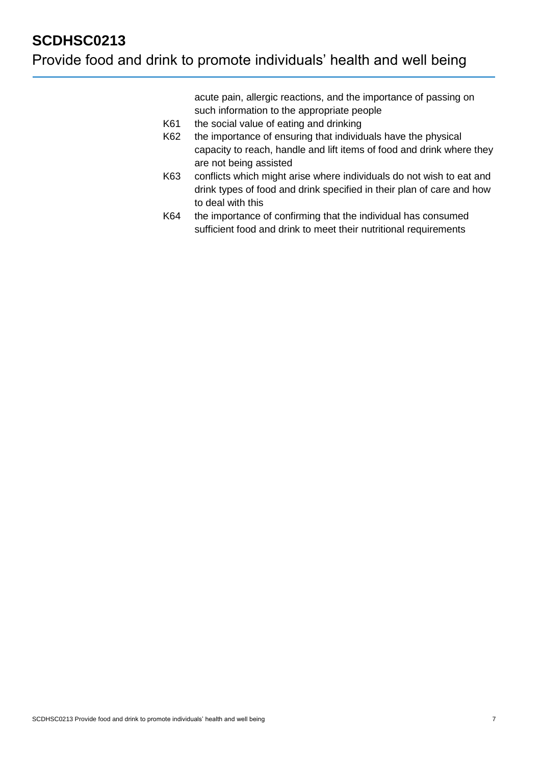acute pain, allergic reactions, and the importance of passing on such information to the appropriate people

K61 the social value of eating and drinking

K62 the importance of ensuring that individuals have the physical capacity to reach, handle and lift items of food and drink where they are not being assisted

K63 conflicts which might arise where individuals do not wish to eat and drink types of food and drink specified in their plan of care and how to deal with this

K64 the importance of confirming that the individual has consumed sufficient food and drink to meet their nutritional requirements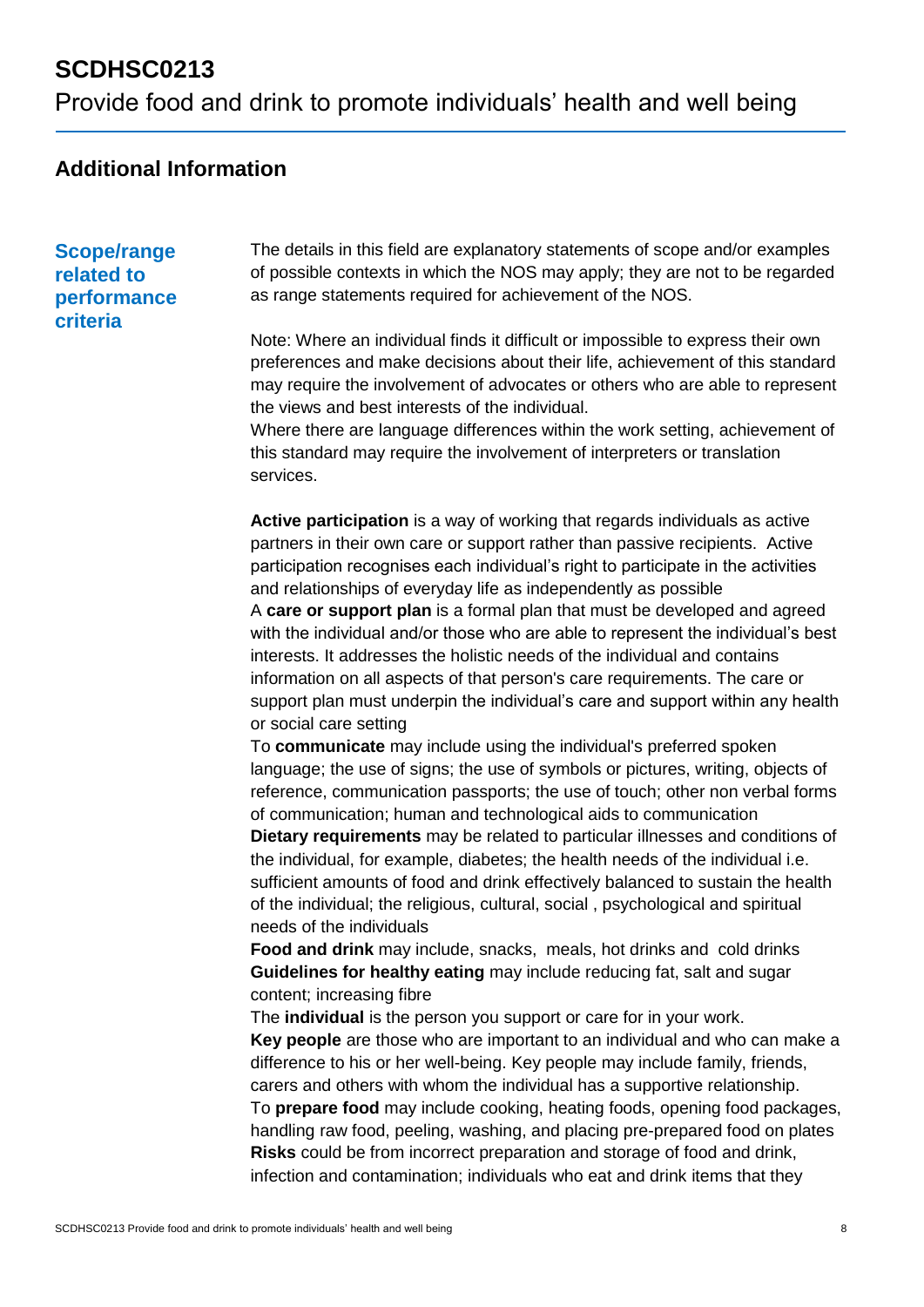# SCDHSC0213

Provide food and drink to promote individuals' health and well being

## Additional Information

### Scope/range related to performance criteria

The details in this field are explanatory statements of scope and/or examples of possible contexts in which the NOS may apply; they are not to be regarded as range statements required for achievement of the NOS.

Note: Where an individual finds it difficult or impossible to express their own preferences and make decisions about their life, achievement of this standard may require the involvement of advocates or others who are able to represent the views and best interests of the individual.

Where there are language differences within the work setting, achievement of this standard may require the involvement of interpreters or translation services.

**Active participation** is a way of working that regards individuals as active partners in their own care or support rather than passive recipients. Active participation recognises each individual's right to participate in the activities and relationships of everyday life as independently as possible

A **care or support plan** is a formal plan that must be developed and agreed with the individual and/or those who are able to represent the individual's best interests. It addresses the holistic needs of the individual and contains information on all aspects of that person's care requirements. The care or support plan must underpin the individual's care and support within any health or social care setting

To **communicate** may include using the individual's preferred spoken language; the use of signs; the use of symbols or pictures, writing, objects of reference, communication passports; the use of touch; other non verbal forms of communication; human and technological aids to communication

**Dietary requirements** may be related to particular illnesses and conditions of the individual, for example, diabetes; the health needs of the individual i.e. sufficient amounts of food and drink effectively balanced to sustain the health of the individual; the religious, cultural, social , psychological and spiritual needs of the individuals

**Food and drink** may include, snacks, meals, hot drinks and cold drinks

**Guidelines for healthy eating** may include reducing fat, salt and sugar content; increasing fibre

The **individual** is the person you support or care for in your work.

**Key people** are those who are important to an individual and who can make a difference to his or her well-being. Key people may include family, friends, carers and others with whom the individual has a supportive relationship.

To **prepare food** may include cooking, heating foods, opening food packages, handling raw food, peeling, washing, and placing pre-prepared food on plates

**Risks** could be from incorrect preparation and storage of food and drink, infection and contamination; individuals who eat and drink items that they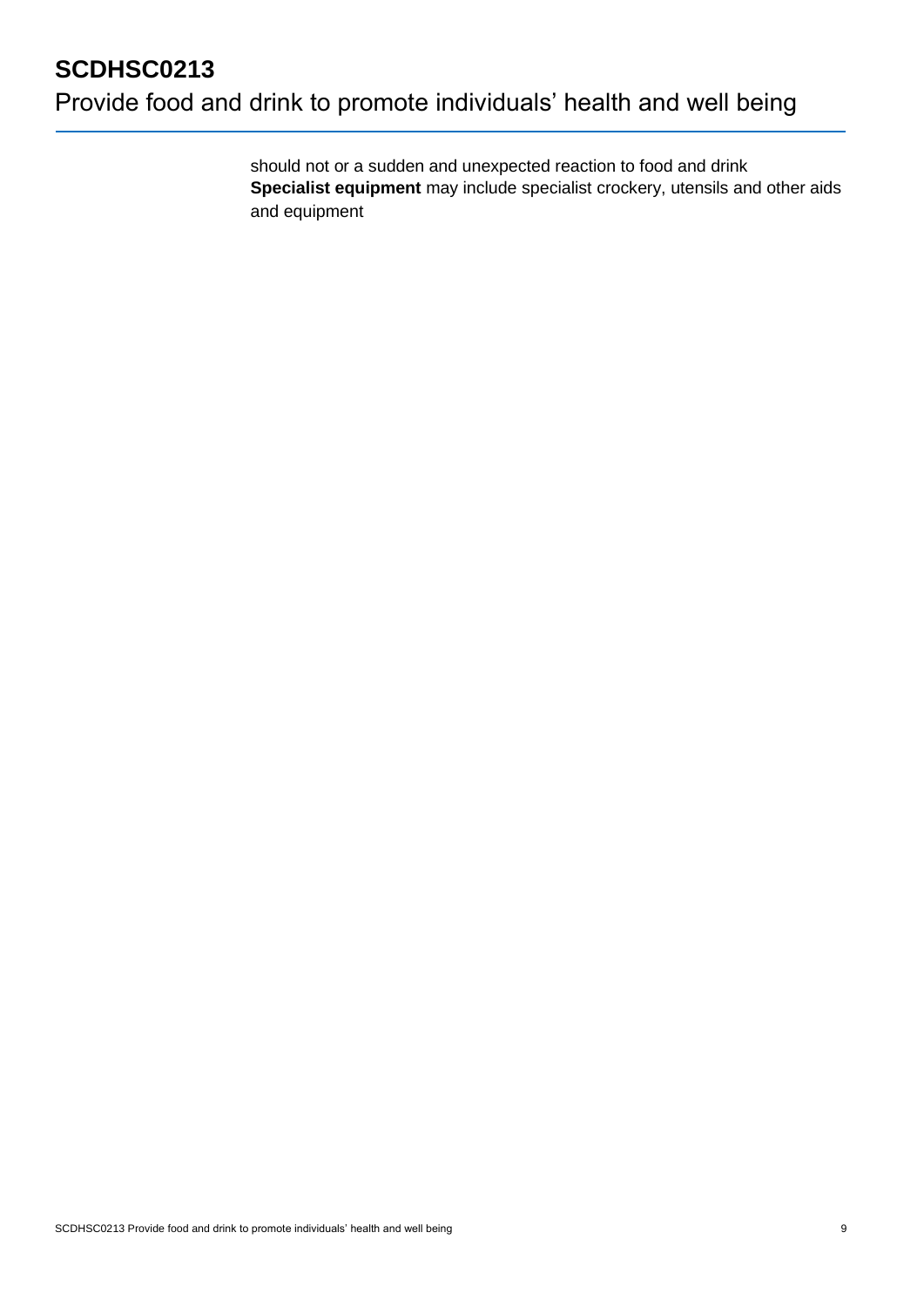should not or a sudden and unexpected reaction to food and drink

**Specialist equipment** may include specialist crockery, utensils and other aids and equipment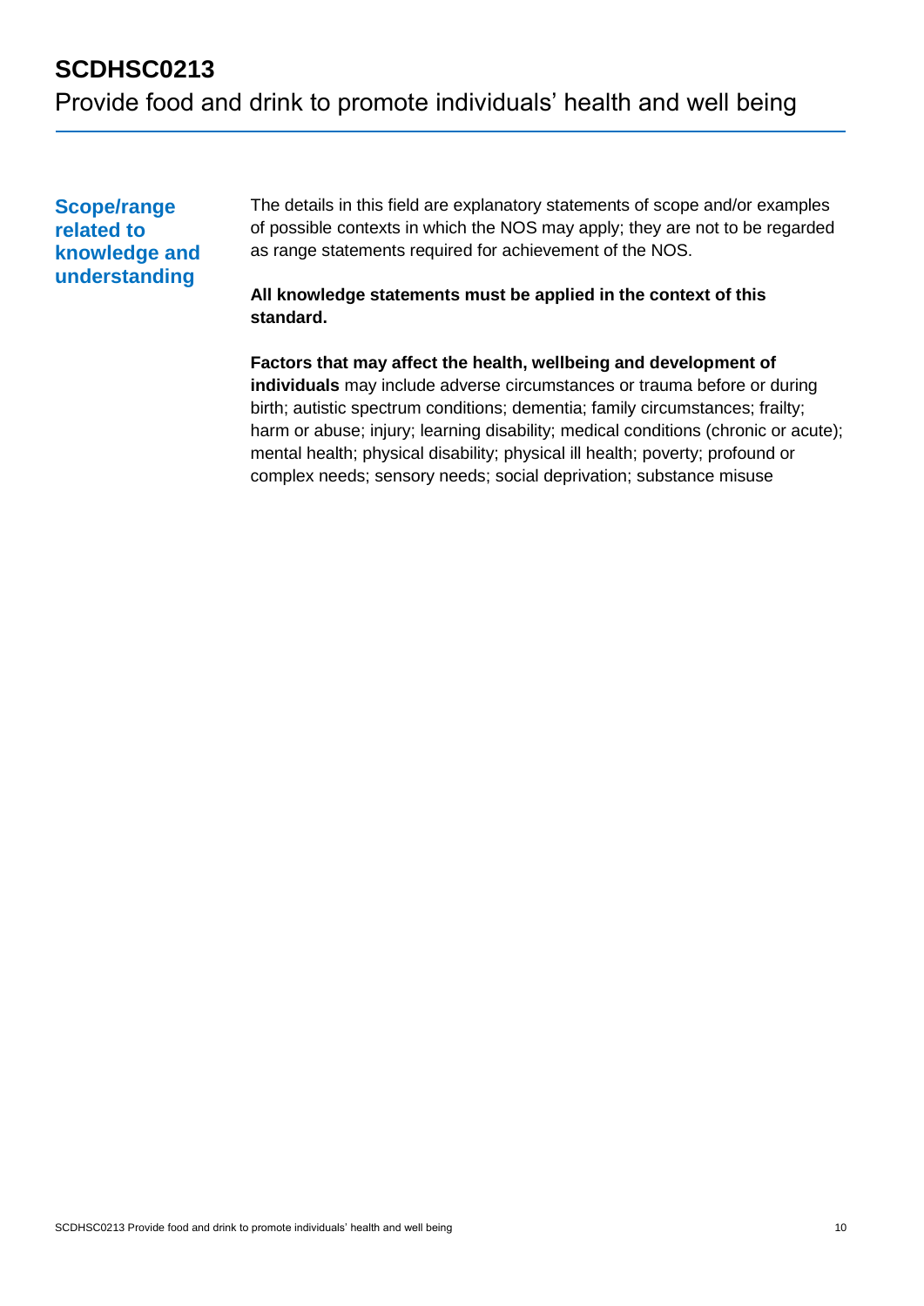# SCDHSC0213

Provide food and drink to promote individuals' health and well being

## Scope/range related to knowledge and understanding

The details in this field are explanatory statements of scope and/or examples of possible contexts in which the NOS may apply; they are not to be regarded as range statements required for achievement of the NOS.

**All knowledge statements must be applied in the context of this standard.**

**Factors that may affect the health, wellbeing and development of individuals** may include adverse circumstances or trauma before or during birth; autistic spectrum conditions; dementia; family circumstances; frailty; harm or abuse; injury; learning disability; medical conditions (chronic or acute); mental health; physical disability; physical ill health; poverty; profound or complex needs; sensory needs; social deprivation; substance misuse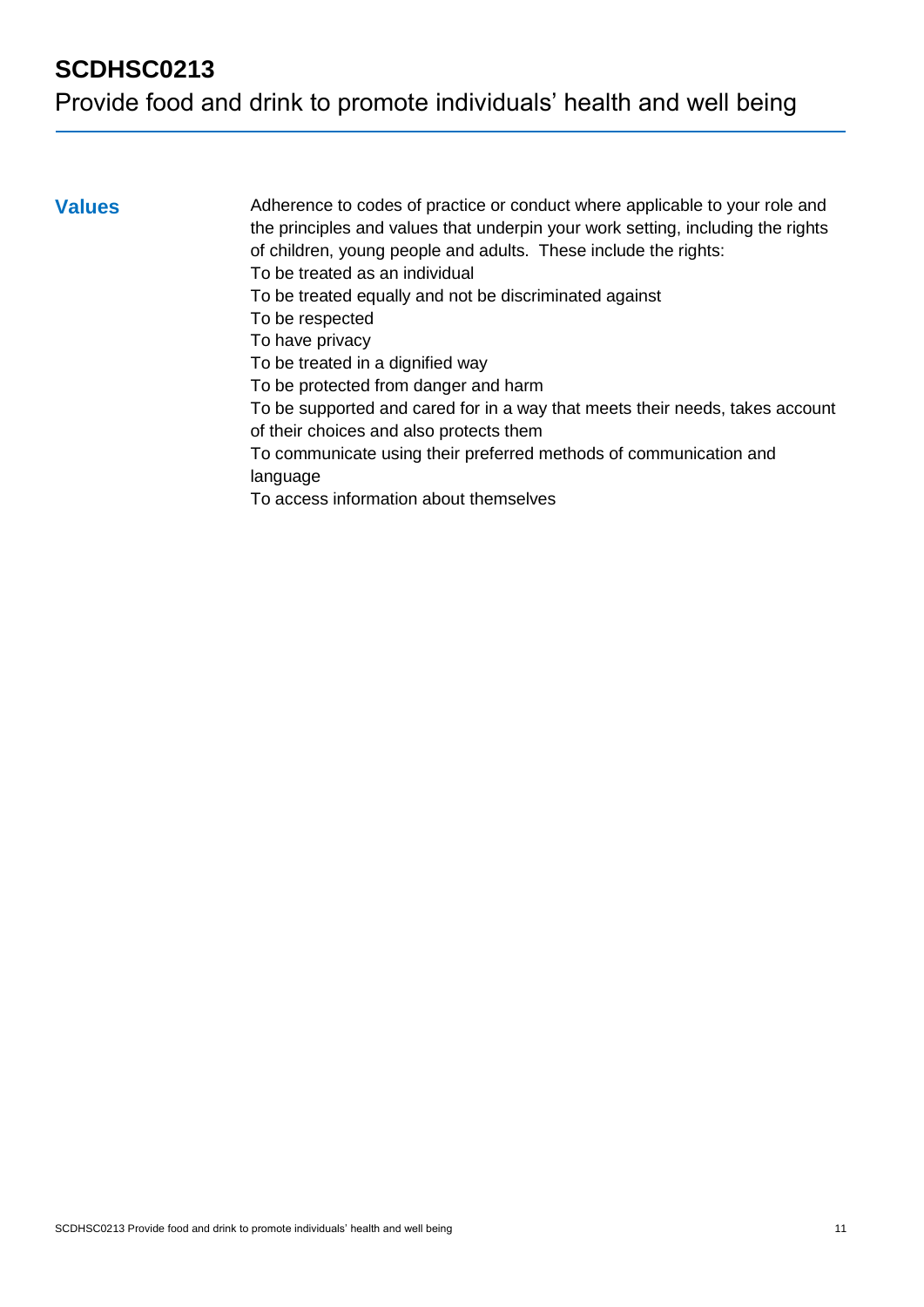## Values

Adherence to codes of practice or conduct where applicable to your role and the principles and values that underpin your work setting, including the rights of children, young people and adults. These include the rights:

To be treated as an individual

To be treated equally and not be discriminated against

To be respected

To have privacy

To be treated in a dignified way

To be protected from danger and harm

To be supported and cared for in a way that meets their needs, takes account of their choices and also protects them

To communicate using their preferred methods of communication and language

To access information about themselves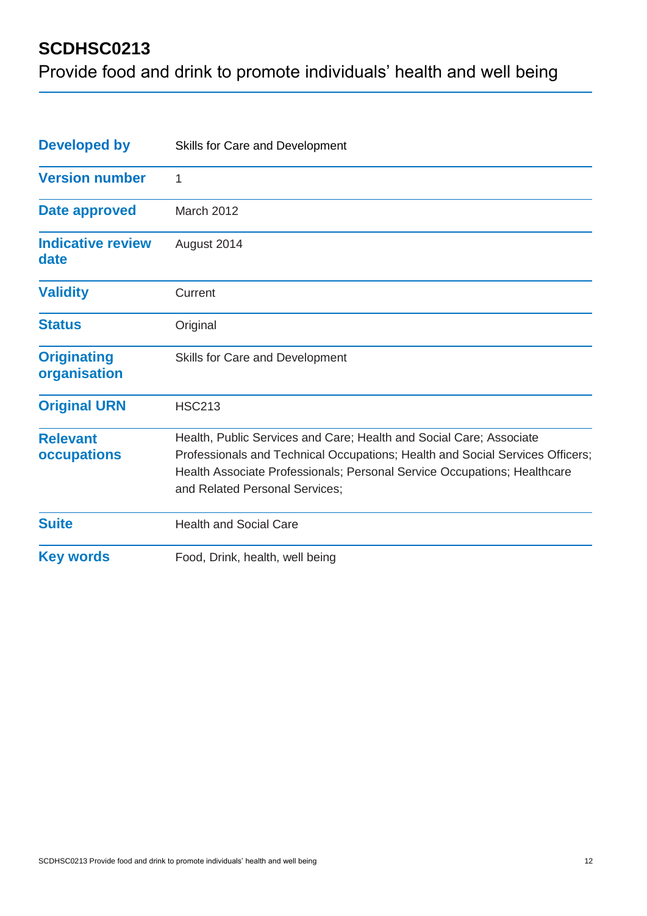# SCDHSC0213

Provide food and drink to promote individuals' health and well being

| | |
|---|---|
| **Developed by** | Skills for Care and Development |
| **Version number** | 1 |
| **Date approved** | March 2012 |
| **Indicative review date** | August 2014 |
| **Validity** | Current |
| **Status** | Original |
| **Originating organisation** | Skills for Care and Development |
| **Original URN** | HSC213 |
| **Relevant occupations** | Health, Public Services and Care; Health and Social Care; Associate Professionals and Technical Occupations; Health and Social Services Officers; Health Associate Professionals; Personal Service Occupations; Healthcare and Related Personal Services; |
| **Suite** | Health and Social Care |
| **Key words** | Food, Drink, health, well being |